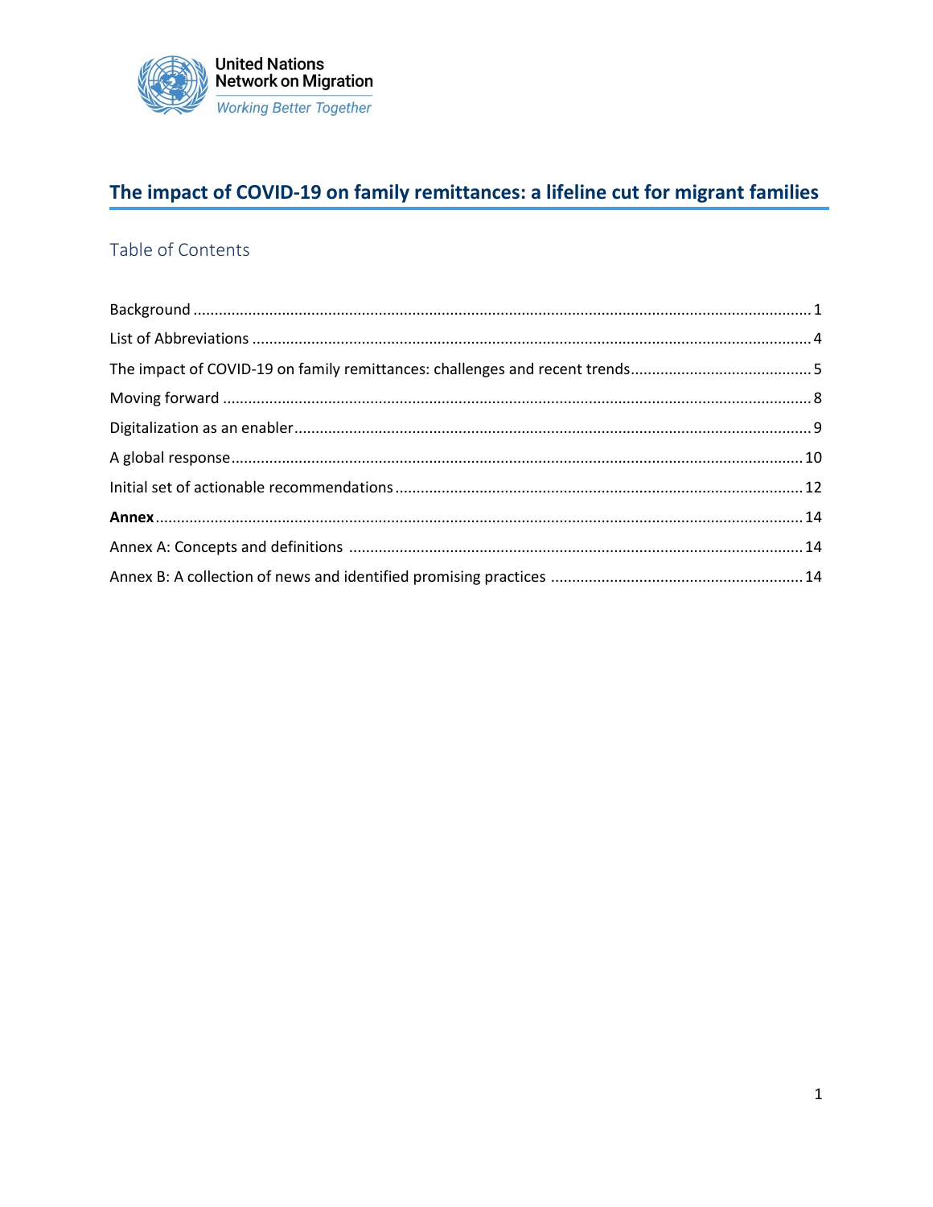United Nations Network on Migration
*Working Better Together*

# The impact of COVID-19 on family remittances: a lifeline cut for migrant families

## Table of Contents

Background ........ 1
List of Abbreviations ........ 4
The impact of COVID-19 on family remittances: challenges and recent trends ........ 5
Moving forward ........ 8
Digitalization as an enabler ........ 9
A global response ........ 10
Initial set of actionable recommendations ........ 12
**Annex** ........ 14
Annex A: Concepts and definitions ........ 14
Annex B: A collection of news and identified promising practices ........ 14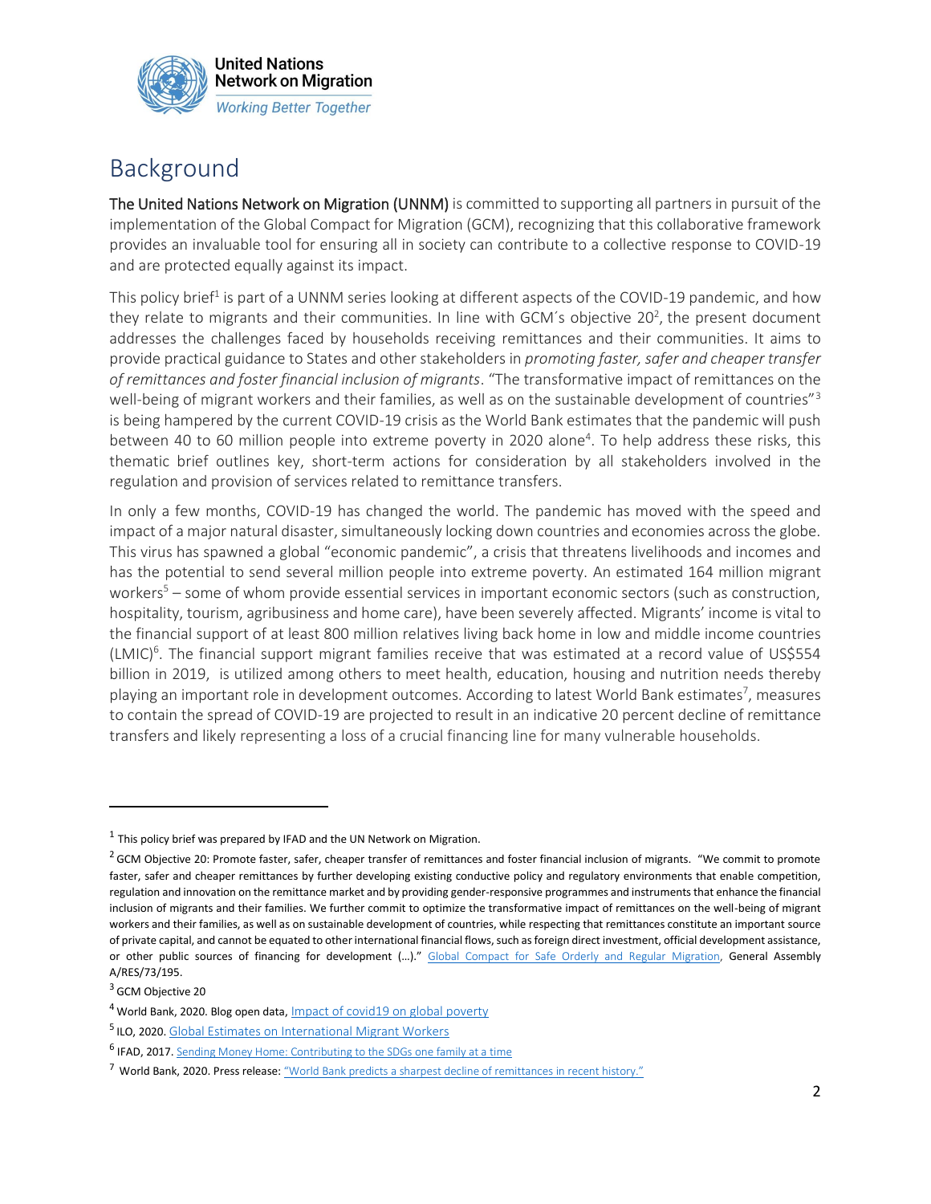# Background

**The United Nations Network on Migration (UNNM)** is committed to supporting all partners in pursuit of the implementation of the Global Compact for Migration (GCM), recognizing that this collaborative framework provides an invaluable tool for ensuring all in society can contribute to a collective response to COVID-19 and are protected equally against its impact.

This policy brief[1] is part of a UNNM series looking at different aspects of the COVID-19 pandemic, and how they relate to migrants and their communities. In line with GCM´s objective 20[2], the present document addresses the challenges faced by households receiving remittances and their communities. It aims to provide practical guidance to States and other stakeholders in *promoting faster, safer and cheaper transfer of remittances and foster financial inclusion of migrants*. "The transformative impact of remittances on the well-being of migrant workers and their families, as well as on the sustainable development of countries"[3] is being hampered by the current COVID-19 crisis as the World Bank estimates that the pandemic will push between 40 to 60 million people into extreme poverty in 2020 alone[4]. To help address these risks, this thematic brief outlines key, short-term actions for consideration by all stakeholders involved in the regulation and provision of services related to remittance transfers.

In only a few months, COVID-19 has changed the world. The pandemic has moved with the speed and impact of a major natural disaster, simultaneously locking down countries and economies across the globe. This virus has spawned a global "economic pandemic", a crisis that threatens livelihoods and incomes and has the potential to send several million people into extreme poverty. An estimated 164 million migrant workers[5] – some of whom provide essential services in important economic sectors (such as construction, hospitality, tourism, agribusiness and home care), have been severely affected. Migrants' income is vital to the financial support of at least 800 million relatives living back home in low and middle income countries (LMIC)[6]. The financial support migrant families receive that was estimated at a record value of US$554 billion in 2019, is utilized among others to meet health, education, housing and nutrition needs thereby playing an important role in development outcomes. According to latest World Bank estimates[7], measures to contain the spread of COVID-19 are projected to result in an indicative 20 percent decline of remittance transfers and likely representing a loss of a crucial financing line for many vulnerable households.

---

[1] This policy brief was prepared by IFAD and the UN Network on Migration.

[2] GCM Objective 20: Promote faster, safer, cheaper transfer of remittances and foster financial inclusion of migrants. "We commit to promote faster, safer and cheaper remittances by further developing existing conductive policy and regulatory environments that enable competition, regulation and innovation on the remittance market and by providing gender-responsive programmes and instruments that enhance the financial inclusion of migrants and their families. We further commit to optimize the transformative impact of remittances on the well-being of migrant workers and their families, as well as on sustainable development of countries, while respecting that remittances constitute an important source of private capital, and cannot be equated to other international financial flows, such as foreign direct investment, official development assistance, or other public sources of financing for development (…)." [Global Compact for Safe Orderly and Regular Migration](), General Assembly A/RES/73/195.

[3] GCM Objective 20

[4] World Bank, 2020. Blog open data, [Impact of covid19 on global poverty]()

[5] ILO, 2020. [Global Estimates on International Migrant Workers]()

[6] IFAD, 2017. [Sending Money Home: Contributing to the SDGs one family at a time]()

[7] World Bank, 2020. Press release: ["World Bank predicts a sharpest decline of remittances in recent history."]()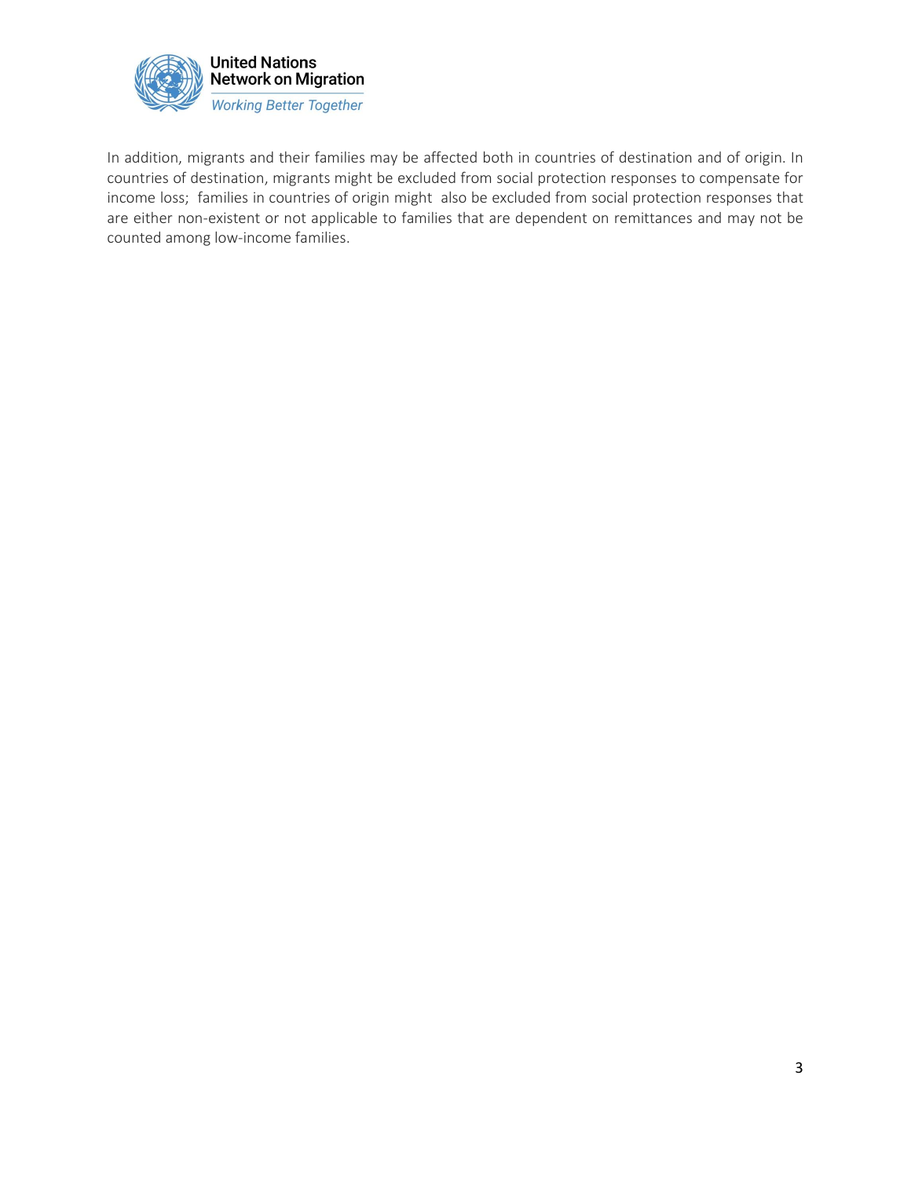In addition, migrants and their families may be affected both in countries of destination and of origin. In countries of destination, migrants might be excluded from social protection responses to compensate for income loss; families in countries of origin might also be excluded from social protection responses that are either non-existent or not applicable to families that are dependent on remittances and may not be counted among low-income families.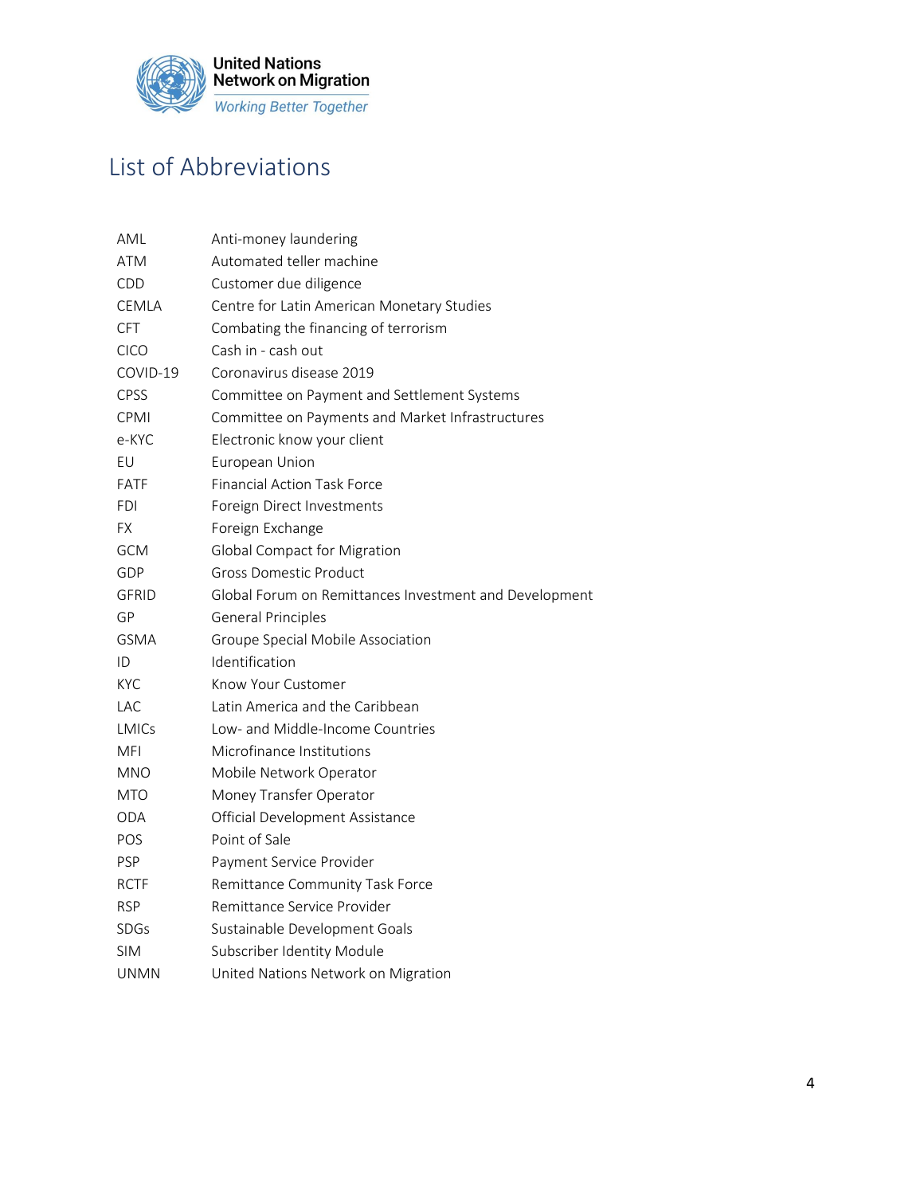# List of Abbreviations

| | |
|---|---|
| AML | Anti-money laundering |
| ATM | Automated teller machine |
| CDD | Customer due diligence |
| CEMLA | Centre for Latin American Monetary Studies |
| CFT | Combating the financing of terrorism |
| CICO | Cash in - cash out |
| COVID-19 | Coronavirus disease 2019 |
| CPSS | Committee on Payment and Settlement Systems |
| CPMI | Committee on Payments and Market Infrastructures |
| e-KYC | Electronic know your client |
| EU | European Union |
| FATF | Financial Action Task Force |
| FDI | Foreign Direct Investments |
| FX | Foreign Exchange |
| GCM | Global Compact for Migration |
| GDP | Gross Domestic Product |
| GFRID | Global Forum on Remittances Investment and Development |
| GP | General Principles |
| GSMA | Groupe Special Mobile Association |
| ID | Identification |
| KYC | Know Your Customer |
| LAC | Latin America and the Caribbean |
| LMICs | Low- and Middle-Income Countries |
| MFI | Microfinance Institutions |
| MNO | Mobile Network Operator |
| MTO | Money Transfer Operator |
| ODA | Official Development Assistance |
| POS | Point of Sale |
| PSP | Payment Service Provider |
| RCTF | Remittance Community Task Force |
| RSP | Remittance Service Provider |
| SDGs | Sustainable Development Goals |
| SIM | Subscriber Identity Module |
| UNMN | United Nations Network on Migration |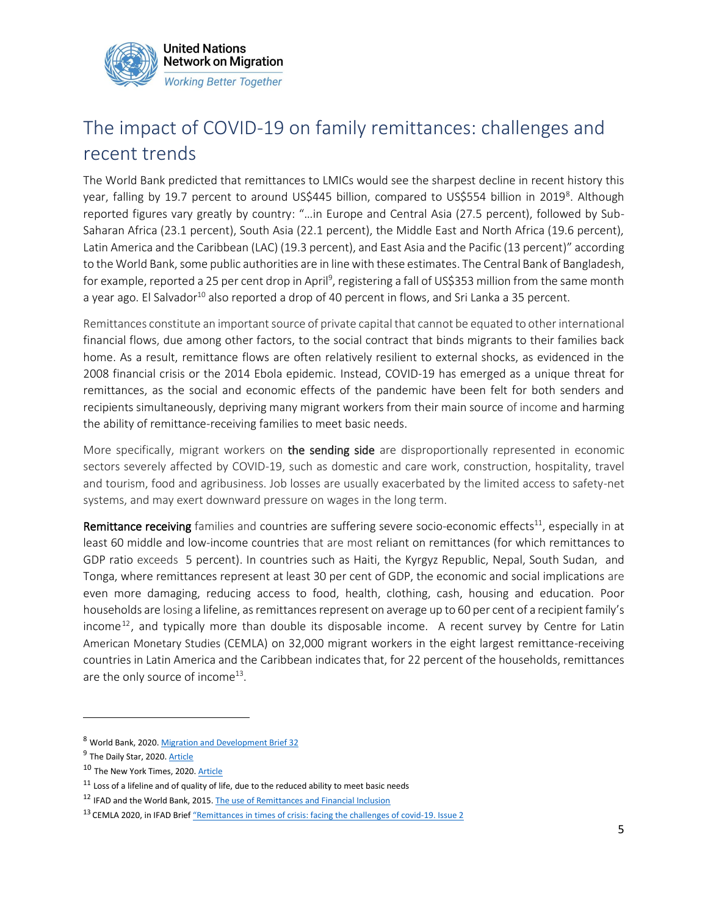## The impact of COVID-19 on family remittances: challenges and recent trends

The World Bank predicted that remittances to LMICs would see the sharpest decline in recent history this year, falling by 19.7 percent to around US$445 billion, compared to US$554 billion in 2019[8]. Although reported figures vary greatly by country: "…in Europe and Central Asia (27.5 percent), followed by Sub-Saharan Africa (23.1 percent), South Asia (22.1 percent), the Middle East and North Africa (19.6 percent), Latin America and the Caribbean (LAC) (19.3 percent), and East Asia and the Pacific (13 percent)" according to the World Bank, some public authorities are in line with these estimates. The Central Bank of Bangladesh, for example, reported a 25 per cent drop in April[9], registering a fall of US$353 million from the same month a year ago. El Salvador[10] also reported a drop of 40 percent in flows, and Sri Lanka a 35 percent.

Remittances constitute an important source of private capital that cannot be equated to other international financial flows, due among other factors, to the social contract that binds migrants to their families back home. As a result, remittance flows are often relatively resilient to external shocks, as evidenced in the 2008 financial crisis or the 2014 Ebola epidemic. Instead, COVID-19 has emerged as a unique threat for remittances, as the social and economic effects of the pandemic have been felt for both senders and recipients simultaneously, depriving many migrant workers from their main source of income and harming the ability of remittance-receiving families to meet basic needs.

More specifically, migrant workers on **the sending side** are disproportionally represented in economic sectors severely affected by COVID-19, such as domestic and care work, construction, hospitality, travel and tourism, food and agribusiness. Job losses are usually exacerbated by the limited access to safety-net systems, and may exert downward pressure on wages in the long term.

**Remittance receiving** families and countries are suffering severe socio-economic effects[11], especially in at least 60 middle and low-income countries that are most reliant on remittances (for which remittances to GDP ratio exceeds 5 percent). In countries such as Haiti, the Kyrgyz Republic, Nepal, South Sudan, and Tonga, where remittances represent at least 30 per cent of GDP, the economic and social implications are even more damaging, reducing access to food, health, clothing, cash, housing and education. Poor households are losing a lifeline, as remittances represent on average up to 60 per cent of a recipient family's income[12], and typically more than double its disposable income. A recent survey by Centre for Latin American Monetary Studies (CEMLA) on 32,000 migrant workers in the eight largest remittance-receiving countries in Latin America and the Caribbean indicates that, for 22 percent of the households, remittances are the only source of income[13].

---

[8] World Bank, 2020. Migration and Development Brief 32

[9] The Daily Star, 2020. Article

[10] The New York Times, 2020. Article

[11] Loss of a lifeline and of quality of life, due to the reduced ability to meet basic needs

[12] IFAD and the World Bank, 2015. The use of Remittances and Financial Inclusion

[13] CEMLA 2020, in IFAD Brief "Remittances in times of crisis: facing the challenges of covid-19. Issue 2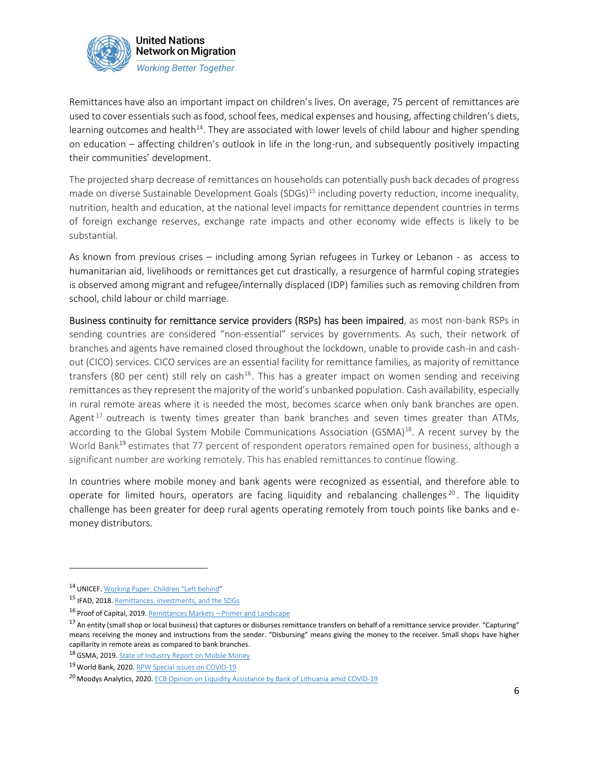Remittances have also an important impact on children's lives. On average, 75 percent of remittances are used to cover essentials such as food, school fees, medical expenses and housing, affecting children's diets, learning outcomes and health[14]. They are associated with lower levels of child labour and higher spending on education – affecting children's outlook in life in the long-run, and subsequently positively impacting their communities' development.

The projected sharp decrease of remittances on households can potentially push back decades of progress made on diverse Sustainable Development Goals (SDGs)[15] including poverty reduction, income inequality, nutrition, health and education, at the national level impacts for remittance dependent countries in terms of foreign exchange reserves, exchange rate impacts and other economy wide effects is likely to be substantial.

As known from previous crises – including among Syrian refugees in Turkey or Lebanon - as access to humanitarian aid, livelihoods or remittances get cut drastically, a resurgence of harmful coping strategies is observed among migrant and refugee/internally displaced (IDP) families such as removing children from school, child labour or child marriage.

**Business continuity for remittance service providers (RSPs) has been impaired**, as most non-bank RSPs in sending countries are considered "non-essential" services by governments. As such, their network of branches and agents have remained closed throughout the lockdown, unable to provide cash-in and cash-out (CICO) services. CICO services are an essential facility for remittance families, as majority of remittance transfers (80 per cent) still rely on cash[16]. This has a greater impact on women sending and receiving remittances as they represent the majority of the world's unbanked population. Cash availability, especially in rural remote areas where it is needed the most, becomes scarce when only bank branches are open. Agent[17] outreach is twenty times greater than bank branches and seven times greater than ATMs, according to the Global System Mobile Communications Association (GSMA)[18]. A recent survey by the World Bank[19] estimates that 77 percent of respondent operators remained open for business, although a significant number are working remotely. This has enabled remittances to continue flowing.

In countries where mobile money and bank agents were recognized as essential, and therefore able to operate for limited hours, operators are facing liquidity and rebalancing challenges[20]. The liquidity challenge has been greater for deep rural agents operating remotely from touch points like banks and e-money distributors.

---

[14] UNICEF. Working Paper: Children "Left behind"

[15] IFAD, 2018. Remittances, investments, and the SDGs

[16] Proof of Capital, 2019. Remittances Markets – Primer and Landscape

[17] An entity (small shop or local business) that captures or disburses remittance transfers on behalf of a remittance service provider. "Capturing" means receiving the money and instructions from the sender. "Disbursing" means giving the money to the receiver. Small shops have higher capillarity in remote areas as compared to bank branches.

[18] GSMA, 2019. State of Industry Report on Mobile Money

[19] World Bank, 2020. RPW Special issues on COVID-19

[20] Moodys Analytics, 2020. ECB Opinion on Liquidity Assistance by Bank of Lithuania amid COVID-19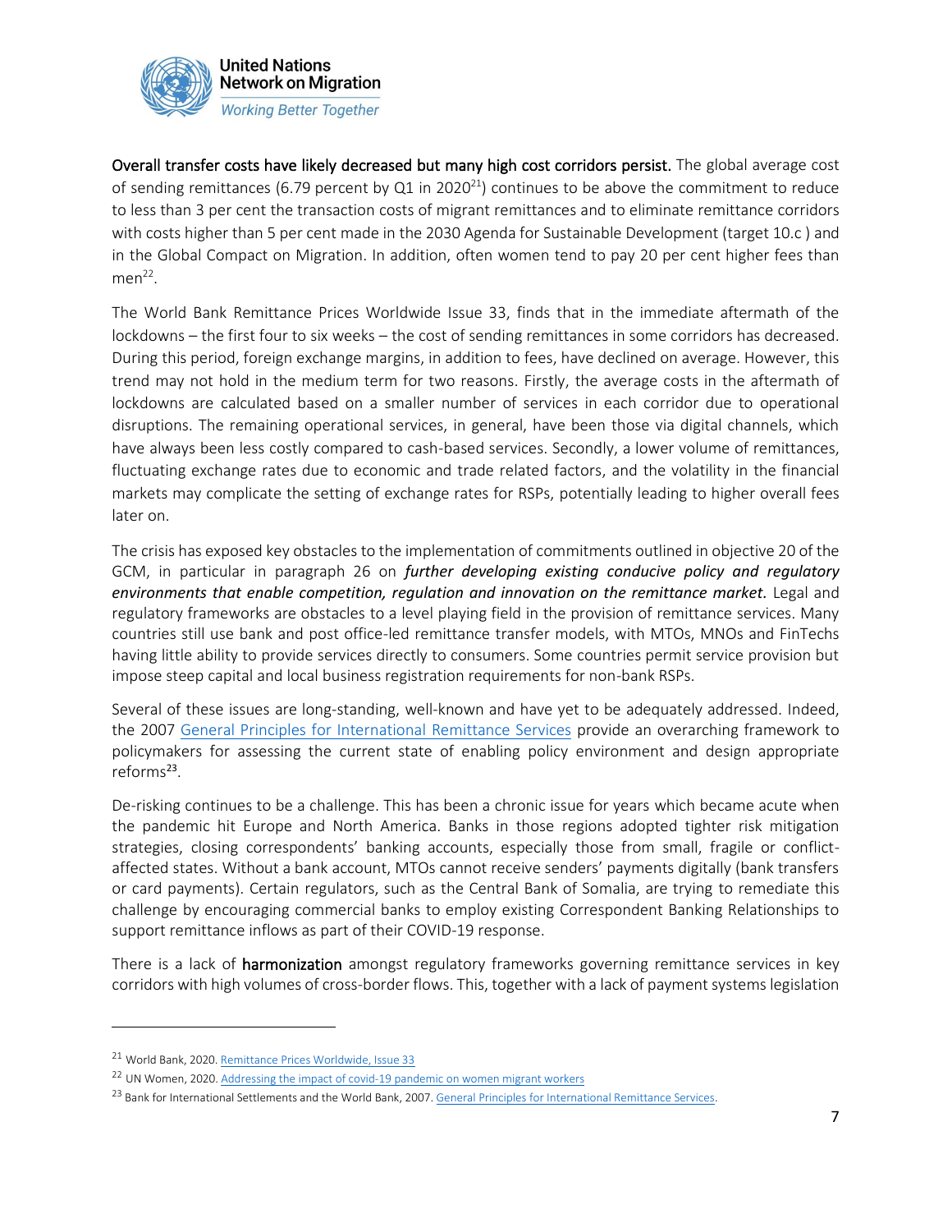**Overall transfer costs have likely decreased but many high cost corridors persist.** The global average cost of sending remittances (6.79 percent by Q1 in 2020[21]) continues to be above the commitment to reduce to less than 3 per cent the transaction costs of migrant remittances and to eliminate remittance corridors with costs higher than 5 per cent made in the 2030 Agenda for Sustainable Development (target 10.c ) and in the Global Compact on Migration. In addition, often women tend to pay 20 per cent higher fees than men[22].

The World Bank Remittance Prices Worldwide Issue 33, finds that in the immediate aftermath of the lockdowns – the first four to six weeks – the cost of sending remittances in some corridors has decreased. During this period, foreign exchange margins, in addition to fees, have declined on average. However, this trend may not hold in the medium term for two reasons. Firstly, the average costs in the aftermath of lockdowns are calculated based on a smaller number of services in each corridor due to operational disruptions. The remaining operational services, in general, have been those via digital channels, which have always been less costly compared to cash-based services. Secondly, a lower volume of remittances, fluctuating exchange rates due to economic and trade related factors, and the volatility in the financial markets may complicate the setting of exchange rates for RSPs, potentially leading to higher overall fees later on.

The crisis has exposed key obstacles to the implementation of commitments outlined in objective 20 of the GCM, in particular in paragraph 26 on ***further developing existing conducive policy and regulatory environments that enable competition, regulation and innovation on the remittance market.*** Legal and regulatory frameworks are obstacles to a level playing field in the provision of remittance services. Many countries still use bank and post office-led remittance transfer models, with MTOs, MNOs and FinTechs having little ability to provide services directly to consumers. Some countries permit service provision but impose steep capital and local business registration requirements for non-bank RSPs.

Several of these issues are long-standing, well-known and have yet to be adequately addressed. Indeed, the 2007 [General Principles for International Remittance Services] provide an overarching framework to policymakers for assessing the current state of enabling policy environment and design appropriate reforms[23].

De-risking continues to be a challenge. This has been a chronic issue for years which became acute when the pandemic hit Europe and North America. Banks in those regions adopted tighter risk mitigation strategies, closing correspondents' banking accounts, especially those from small, fragile or conflict-affected states. Without a bank account, MTOs cannot receive senders' payments digitally (bank transfers or card payments). Certain regulators, such as the Central Bank of Somalia, are trying to remediate this challenge by encouraging commercial banks to employ existing Correspondent Banking Relationships to support remittance inflows as part of their COVID-19 response.

There is a lack of **harmonization** amongst regulatory frameworks governing remittance services in key corridors with high volumes of cross-border flows. This, together with a lack of payment systems legislation

---

[21] World Bank, 2020. Remittance Prices Worldwide, Issue 33

[22] UN Women, 2020. Addressing the impact of covid-19 pandemic on women migrant workers

[23] Bank for International Settlements and the World Bank, 2007. General Principles for International Remittance Services.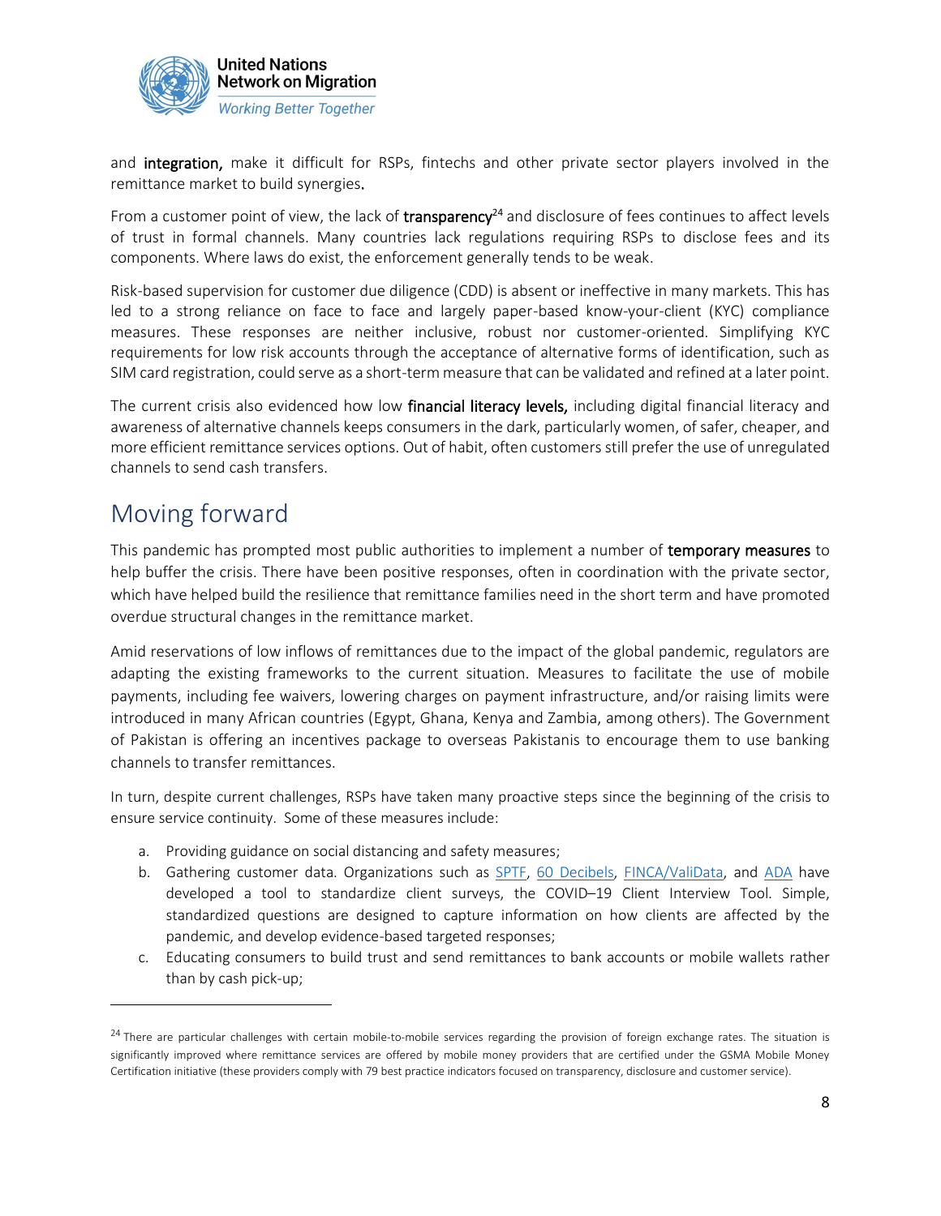and **integration,** make it difficult for RSPs, fintechs and other private sector players involved in the remittance market to build synergies**.**

From a customer point of view, the lack of **transparency**[24] and disclosure of fees continues to affect levels of trust in formal channels. Many countries lack regulations requiring RSPs to disclose fees and its components. Where laws do exist, the enforcement generally tends to be weak.

Risk-based supervision for customer due diligence (CDD) is absent or ineffective in many markets. This has led to a strong reliance on face to face and largely paper-based know-your-client (KYC) compliance measures. These responses are neither inclusive, robust nor customer-oriented. Simplifying KYC requirements for low risk accounts through the acceptance of alternative forms of identification, such as SIM card registration, could serve as a short-term measure that can be validated and refined at a later point.

The current crisis also evidenced how low **financial literacy levels,** including digital financial literacy and awareness of alternative channels keeps consumers in the dark, particularly women, of safer, cheaper, and more efficient remittance services options. Out of habit, often customers still prefer the use of unregulated channels to send cash transfers.

## Moving forward

This pandemic has prompted most public authorities to implement a number of **temporary measures** to help buffer the crisis. There have been positive responses, often in coordination with the private sector, which have helped build the resilience that remittance families need in the short term and have promoted overdue structural changes in the remittance market.

Amid reservations of low inflows of remittances due to the impact of the global pandemic, regulators are adapting the existing frameworks to the current situation. Measures to facilitate the use of mobile payments, including fee waivers, lowering charges on payment infrastructure, and/or raising limits were introduced in many African countries (Egypt, Ghana, Kenya and Zambia, among others). The Government of Pakistan is offering an incentives package to overseas Pakistanis to encourage them to use banking channels to transfer remittances.

In turn, despite current challenges, RSPs have taken many proactive steps since the beginning of the crisis to ensure service continuity. Some of these measures include:

a. Providing guidance on social distancing and safety measures;
b. Gathering customer data. Organizations such as SPTF, 60 Decibels, FINCA/ValiData, and ADA have developed a tool to standardize client surveys, the COVID–19 Client Interview Tool. Simple, standardized questions are designed to capture information on how clients are affected by the pandemic, and develop evidence-based targeted responses;
c. Educating consumers to build trust and send remittances to bank accounts or mobile wallets rather than by cash pick-up;

---

[24] There are particular challenges with certain mobile-to-mobile services regarding the provision of foreign exchange rates. The situation is significantly improved where remittance services are offered by mobile money providers that are certified under the GSMA Mobile Money Certification initiative (these providers comply with 79 best practice indicators focused on transparency, disclosure and customer service).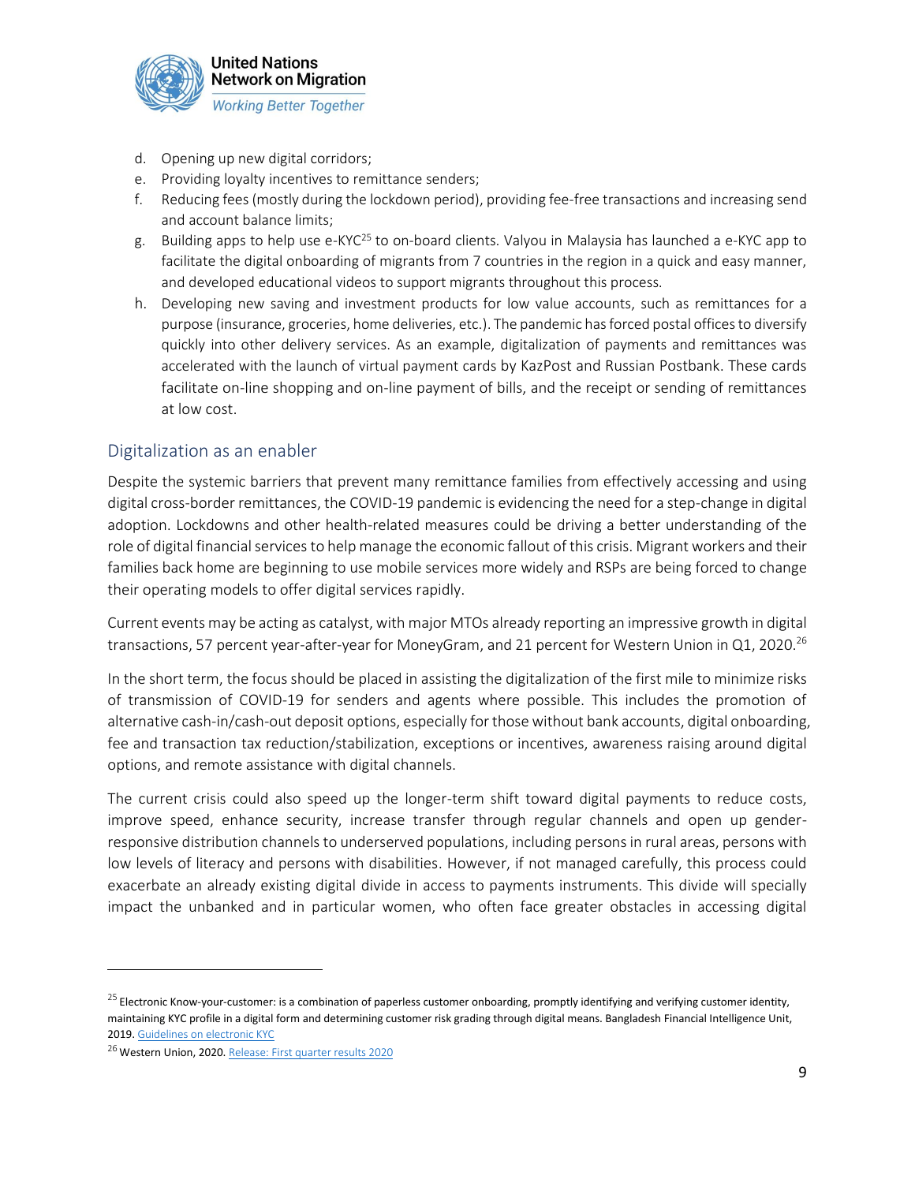d. Opening up new digital corridors;
e. Providing loyalty incentives to remittance senders;
f. Reducing fees (mostly during the lockdown period), providing fee-free transactions and increasing send and account balance limits;
g. Building apps to help use e-KYC[25] to on-board clients. Valyou in Malaysia has launched a e-KYC app to facilitate the digital onboarding of migrants from 7 countries in the region in a quick and easy manner, and developed educational videos to support migrants throughout this process.
h. Developing new saving and investment products for low value accounts, such as remittances for a purpose (insurance, groceries, home deliveries, etc.). The pandemic has forced postal offices to diversify quickly into other delivery services. As an example, digitalization of payments and remittances was accelerated with the launch of virtual payment cards by KazPost and Russian Postbank. These cards facilitate on-line shopping and on-line payment of bills, and the receipt or sending of remittances at low cost.

## Digitalization as an enabler

Despite the systemic barriers that prevent many remittance families from effectively accessing and using digital cross-border remittances, the COVID-19 pandemic is evidencing the need for a step-change in digital adoption. Lockdowns and other health-related measures could be driving a better understanding of the role of digital financial services to help manage the economic fallout of this crisis. Migrant workers and their families back home are beginning to use mobile services more widely and RSPs are being forced to change their operating models to offer digital services rapidly.

Current events may be acting as catalyst, with major MTOs already reporting an impressive growth in digital transactions, 57 percent year-after-year for MoneyGram, and 21 percent for Western Union in Q1, 2020.[26]

In the short term, the focus should be placed in assisting the digitalization of the first mile to minimize risks of transmission of COVID-19 for senders and agents where possible. This includes the promotion of alternative cash-in/cash-out deposit options, especially for those without bank accounts, digital onboarding, fee and transaction tax reduction/stabilization, exceptions or incentives, awareness raising around digital options, and remote assistance with digital channels.

The current crisis could also speed up the longer-term shift toward digital payments to reduce costs, improve speed, enhance security, increase transfer through regular channels and open up gender-responsive distribution channels to underserved populations, including persons in rural areas, persons with low levels of literacy and persons with disabilities. However, if not managed carefully, this process could exacerbate an already existing digital divide in access to payments instruments. This divide will specially impact the unbanked and in particular women, who often face greater obstacles in accessing digital

---

[25] Electronic Know-your-customer: is a combination of paperless customer onboarding, promptly identifying and verifying customer identity, maintaining KYC profile in a digital form and determining customer risk grading through digital means. Bangladesh Financial Intelligence Unit, 2019. [Guidelines on electronic KYC]

[26] Western Union, 2020. [Release: First quarter results 2020]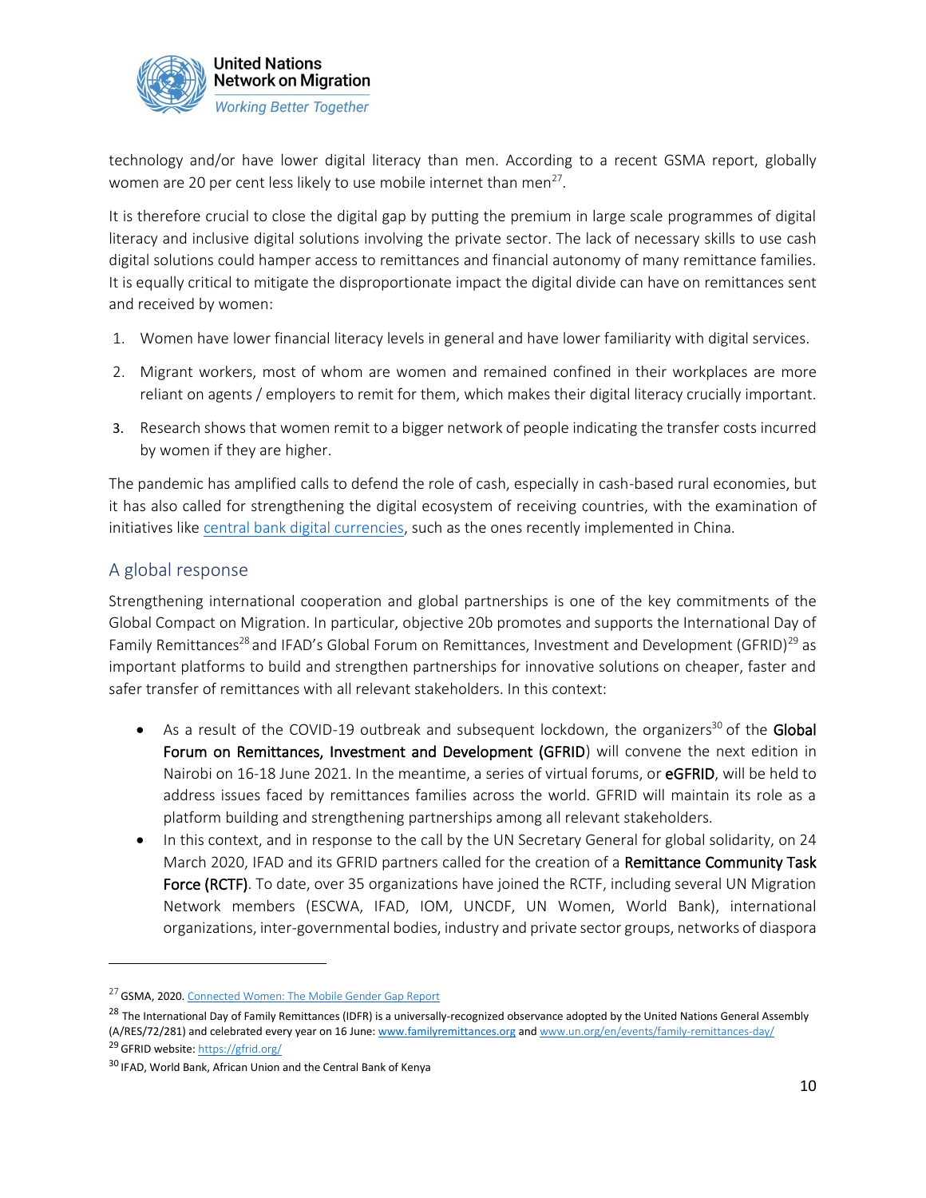technology and/or have lower digital literacy than men. According to a recent GSMA report, globally women are 20 per cent less likely to use mobile internet than men[27].

It is therefore crucial to close the digital gap by putting the premium in large scale programmes of digital literacy and inclusive digital solutions involving the private sector. The lack of necessary skills to use cash digital solutions could hamper access to remittances and financial autonomy of many remittance families. It is equally critical to mitigate the disproportionate impact the digital divide can have on remittances sent and received by women:

1. Women have lower financial literacy levels in general and have lower familiarity with digital services.
2. Migrant workers, most of whom are women and remained confined in their workplaces are more reliant on agents / employers to remit for them, which makes their digital literacy crucially important.
3. Research shows that women remit to a bigger network of people indicating the transfer costs incurred by women if they are higher.

The pandemic has amplified calls to defend the role of cash, especially in cash-based rural economies, but it has also called for strengthening the digital ecosystem of receiving countries, with the examination of initiatives like central bank digital currencies, such as the ones recently implemented in China.

## A global response

Strengthening international cooperation and global partnerships is one of the key commitments of the Global Compact on Migration. In particular, objective 20b promotes and supports the International Day of Family Remittances[28] and IFAD's Global Forum on Remittances, Investment and Development (GFRID)[29] as important platforms to build and strengthen partnerships for innovative solutions on cheaper, faster and safer transfer of remittances with all relevant stakeholders. In this context:

- As a result of the COVID-19 outbreak and subsequent lockdown, the organizers[30] of the **Global Forum on Remittances, Investment and Development (GFRID**) will convene the next edition in Nairobi on 16-18 June 2021. In the meantime, a series of virtual forums, or **eGFRID**, will be held to address issues faced by remittances families across the world. GFRID will maintain its role as a platform building and strengthening partnerships among all relevant stakeholders.
- In this context, and in response to the call by the UN Secretary General for global solidarity, on 24 March 2020, IFAD and its GFRID partners called for the creation of a **Remittance Community Task Force (RCTF)**. To date, over 35 organizations have joined the RCTF, including several UN Migration Network members (ESCWA, IFAD, IOM, UNCDF, UN Women, World Bank), international organizations, inter-governmental bodies, industry and private sector groups, networks of diaspora

---

[27] GSMA, 2020. Connected Women: The Mobile Gender Gap Report

[28] The International Day of Family Remittances (IDFR) is a universally-recognized observance adopted by the United Nations General Assembly (A/RES/72/281) and celebrated every year on 16 June: www.familyremittances.org and www.un.org/en/events/family-remittances-day/

[29] GFRID website: https://gfrid.org/

[30] IFAD, World Bank, African Union and the Central Bank of Kenya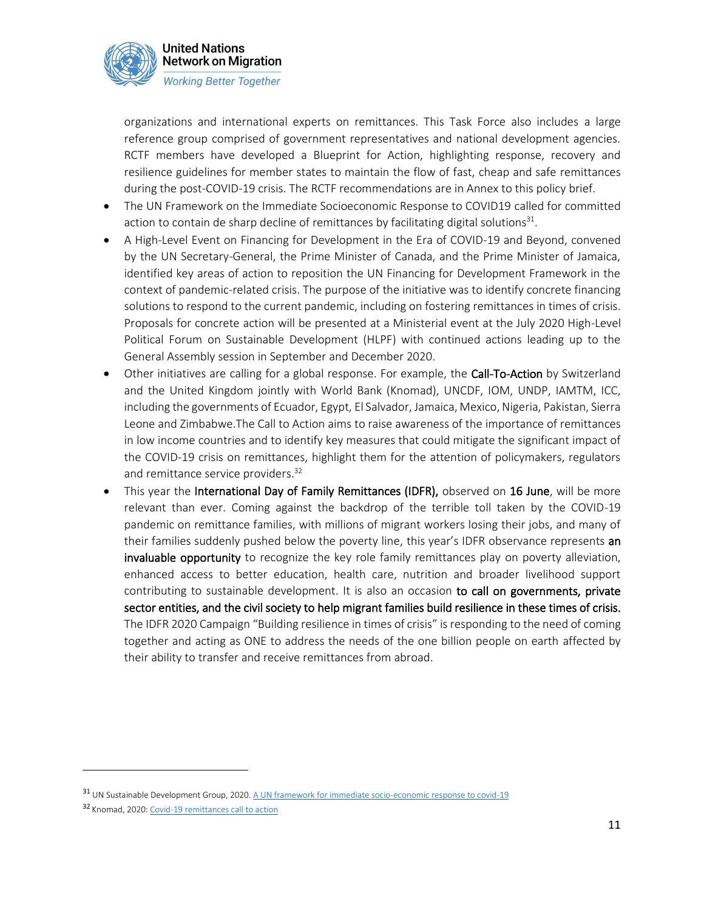organizations and international experts on remittances. This Task Force also includes a large reference group comprised of government representatives and national development agencies. RCTF members have developed a Blueprint for Action, highlighting response, recovery and resilience guidelines for member states to maintain the flow of fast, cheap and safe remittances during the post-COVID-19 crisis. The RCTF recommendations are in Annex to this policy brief.

- The UN Framework on the Immediate Socioeconomic Response to COVID19 called for committed action to contain de sharp decline of remittances by facilitating digital solutions[31].
- A High-Level Event on Financing for Development in the Era of COVID-19 and Beyond, convened by the UN Secretary-General, the Prime Minister of Canada, and the Prime Minister of Jamaica, identified key areas of action to reposition the UN Financing for Development Framework in the context of pandemic-related crisis. The purpose of the initiative was to identify concrete financing solutions to respond to the current pandemic, including on fostering remittances in times of crisis. Proposals for concrete action will be presented at a Ministerial event at the July 2020 High-Level Political Forum on Sustainable Development (HLPF) with continued actions leading up to the General Assembly session in September and December 2020.
- Other initiatives are calling for a global response. For example, the **Call-To-Action** by Switzerland and the United Kingdom jointly with World Bank (Knomad), UNCDF, IOM, UNDP, IAMTM, ICC, including the governments of Ecuador, Egypt, El Salvador, Jamaica, Mexico, Nigeria, Pakistan, Sierra Leone and Zimbabwe.The Call to Action aims to raise awareness of the importance of remittances in low income countries and to identify key measures that could mitigate the significant impact of the COVID-19 crisis on remittances, highlight them for the attention of policymakers, regulators and remittance service providers.[32]
- This year the **International Day of Family Remittances (IDFR),** observed on **16 June**, will be more relevant than ever. Coming against the backdrop of the terrible toll taken by the COVID-19 pandemic on remittance families, with millions of migrant workers losing their jobs, and many of their families suddenly pushed below the poverty line, this year's IDFR observance represents **an invaluable opportunity** to recognize the key role family remittances play on poverty alleviation, enhanced access to better education, health care, nutrition and broader livelihood support contributing to sustainable development. It is also an occasion **to call on governments, private sector entities, and the civil society to help migrant families build resilience in these times of crisis.** The IDFR 2020 Campaign "Building resilience in times of crisis" is responding to the need of coming together and acting as ONE to address the needs of the one billion people on earth affected by their ability to transfer and receive remittances from abroad.

---

[31] UN Sustainable Development Group, 2020. [A UN framework for immediate socio-economic response to covid-19]

[32] Knomad, 2020: [Covid-19 remittances call to action]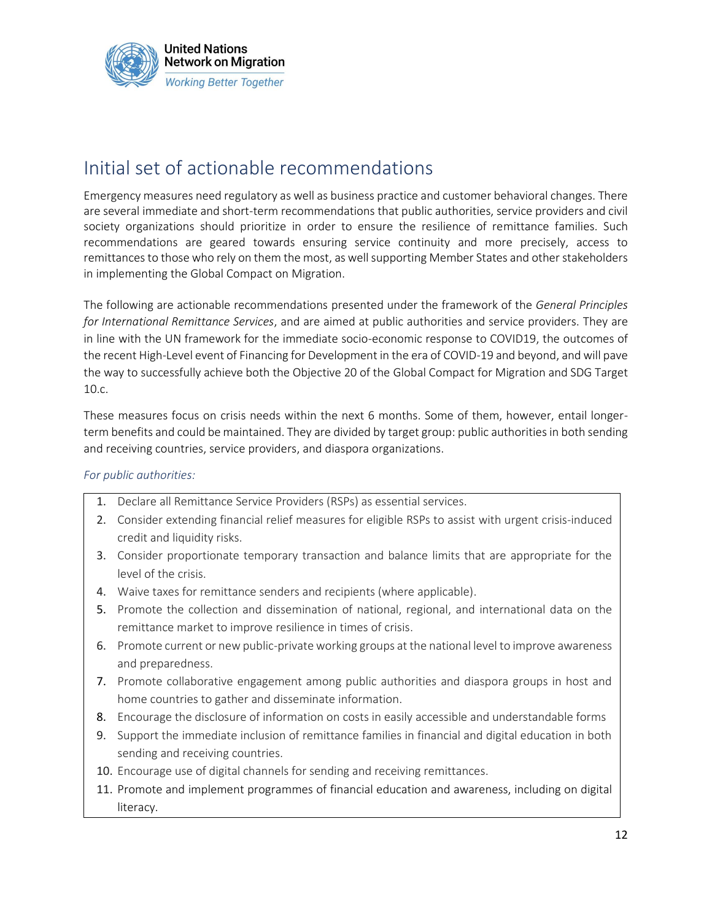## Initial set of actionable recommendations

Emergency measures need regulatory as well as business practice and customer behavioral changes. There are several immediate and short-term recommendations that public authorities, service providers and civil society organizations should prioritize in order to ensure the resilience of remittance families. Such recommendations are geared towards ensuring service continuity and more precisely, access to remittances to those who rely on them the most, as well supporting Member States and other stakeholders in implementing the Global Compact on Migration.

The following are actionable recommendations presented under the framework of the *General Principles for International Remittance Services*, and are aimed at public authorities and service providers. They are in line with the UN framework for the immediate socio-economic response to COVID19, the outcomes of the recent High-Level event of Financing for Development in the era of COVID-19 and beyond, and will pave the way to successfully achieve both the Objective 20 of the Global Compact for Migration and SDG Target 10.c.

These measures focus on crisis needs within the next 6 months. Some of them, however, entail longer-term benefits and could be maintained. They are divided by target group: public authorities in both sending and receiving countries, service providers, and diaspora organizations.

*For public authorities:*

1. Declare all Remittance Service Providers (RSPs) as essential services.
2. Consider extending financial relief measures for eligible RSPs to assist with urgent crisis-induced credit and liquidity risks.
3. Consider proportionate temporary transaction and balance limits that are appropriate for the level of the crisis.
4. Waive taxes for remittance senders and recipients (where applicable).
5. Promote the collection and dissemination of national, regional, and international data on the remittance market to improve resilience in times of crisis.
6. Promote current or new public-private working groups at the national level to improve awareness and preparedness.
7. Promote collaborative engagement among public authorities and diaspora groups in host and home countries to gather and disseminate information.
8. Encourage the disclosure of information on costs in easily accessible and understandable forms
9. Support the immediate inclusion of remittance families in financial and digital education in both sending and receiving countries.
10. Encourage use of digital channels for sending and receiving remittances.
11. Promote and implement programmes of financial education and awareness, including on digital literacy.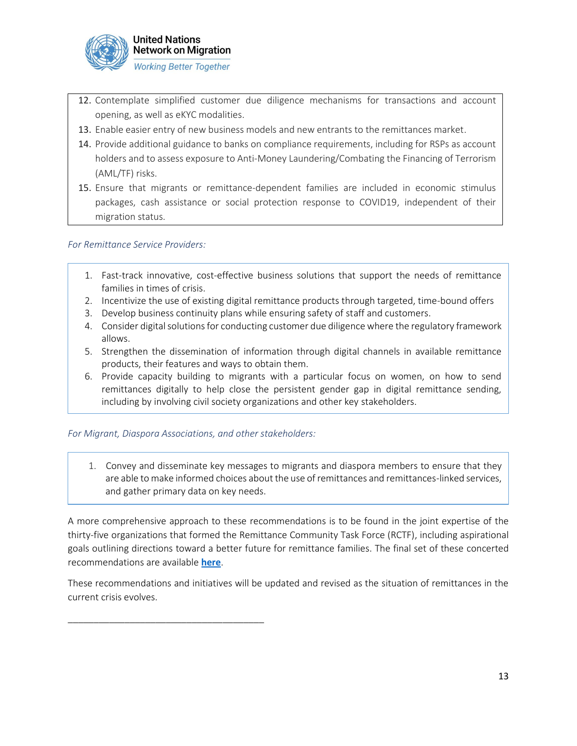12. Contemplate simplified customer due diligence mechanisms for transactions and account opening, as well as eKYC modalities.
13. Enable easier entry of new business models and new entrants to the remittances market.
14. Provide additional guidance to banks on compliance requirements, including for RSPs as account holders and to assess exposure to Anti-Money Laundering/Combating the Financing of Terrorism (AML/TF) risks.
15. Ensure that migrants or remittance-dependent families are included in economic stimulus packages, cash assistance or social protection response to COVID19, independent of their migration status.

*For Remittance Service Providers:*

1. Fast-track innovative, cost-effective business solutions that support the needs of remittance families in times of crisis.
2. Incentivize the use of existing digital remittance products through targeted, time-bound offers
3. Develop business continuity plans while ensuring safety of staff and customers.
4. Consider digital solutions for conducting customer due diligence where the regulatory framework allows.
5. Strengthen the dissemination of information through digital channels in available remittance products, their features and ways to obtain them.
6. Provide capacity building to migrants with a particular focus on women, on how to send remittances digitally to help close the persistent gender gap in digital remittance sending, including by involving civil society organizations and other key stakeholders.

*For Migrant, Diaspora Associations, and other stakeholders:*

1. Convey and disseminate key messages to migrants and diaspora members to ensure that they are able to make informed choices about the use of remittances and remittances-linked services, and gather primary data on key needs.

A more comprehensive approach to these recommendations is to be found in the joint expertise of the thirty-five organizations that formed the Remittance Community Task Force (RCTF), including aspirational goals outlining directions toward a better future for remittance families. The final set of these concerted recommendations are available **here**.

These recommendations and initiatives will be updated and revised as the situation of remittances in the current crisis evolves.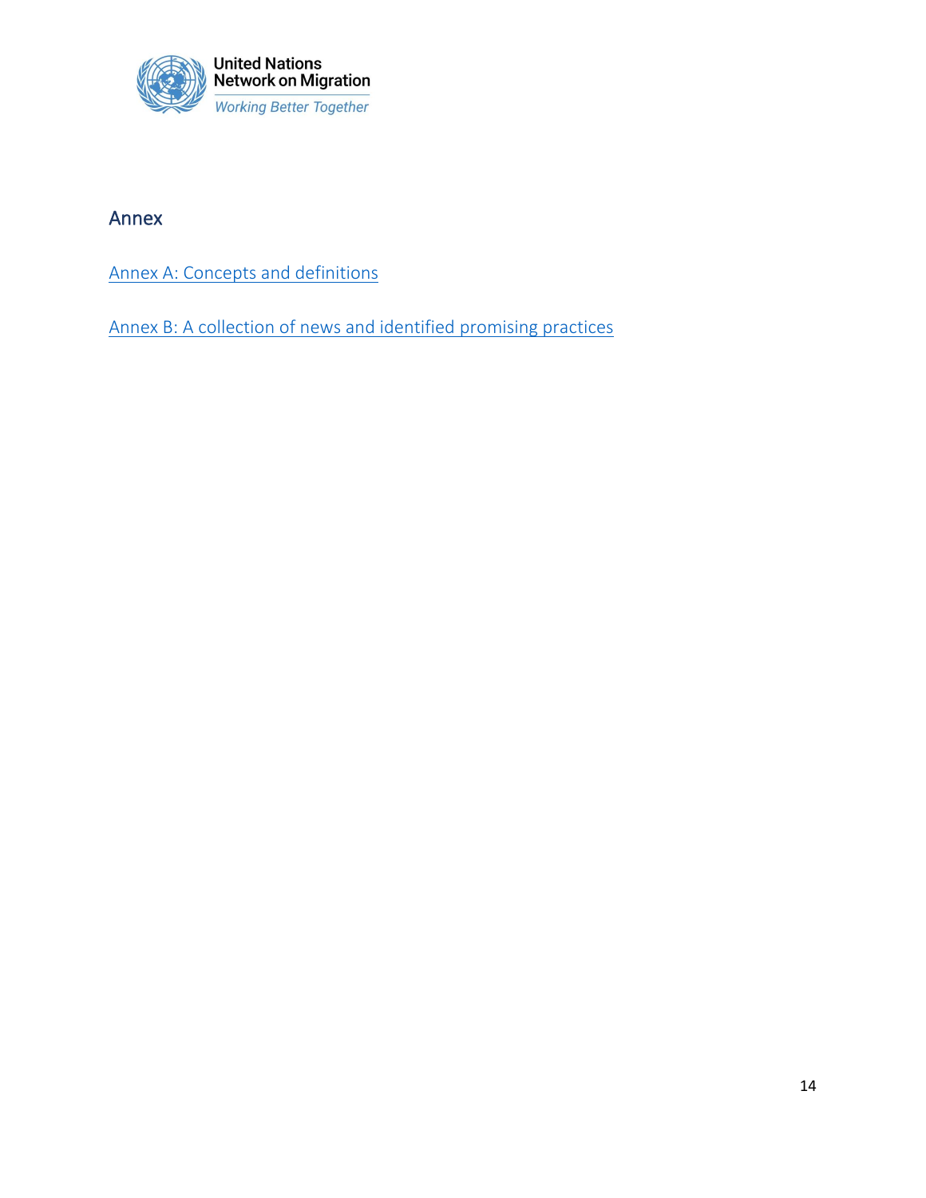# Annex

Annex A: Concepts and definitions

Annex B: A collection of news and identified promising practices